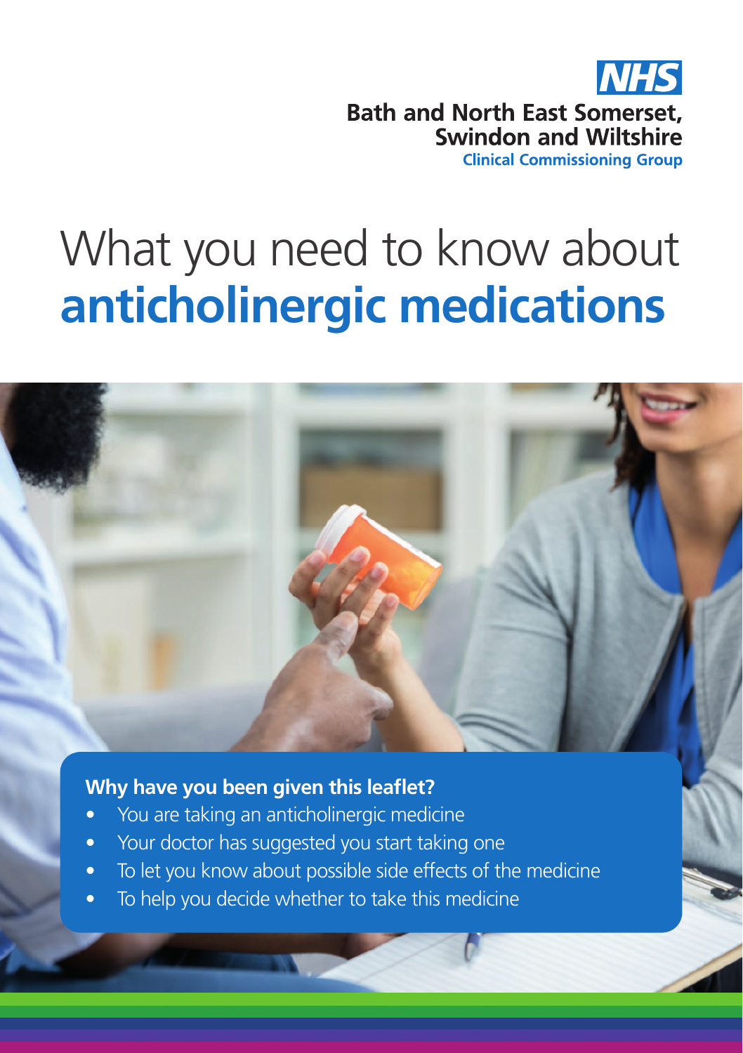NHS
**Bath and North East Somerset, Swindon and Wiltshire**
Clinical Commissioning Group

# What you need to know about **anticholinergic medications**

### Why have you been given this leaflet?

- You are taking an anticholinergic medicine
- Your doctor has suggested you start taking one
- To let you know about possible side effects of the medicine
- To help you decide whether to take this medicine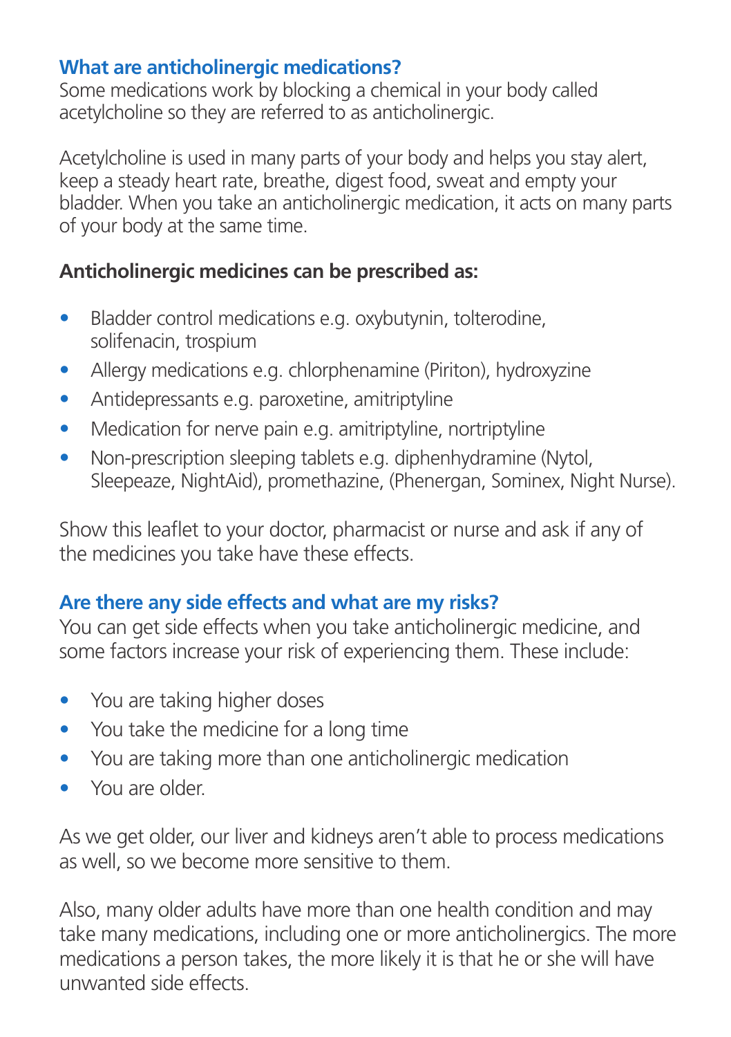## What are anticholinergic medications?

Some medications work by blocking a chemical in your body called acetylcholine so they are referred to as anticholinergic.

Acetylcholine is used in many parts of your body and helps you stay alert, keep a steady heart rate, breathe, digest food, sweat and empty your bladder. When you take an anticholinergic medication, it acts on many parts of your body at the same time.

**Anticholinergic medicines can be prescribed as:**

- Bladder control medications e.g. oxybutynin, tolterodine, solifenacin, trospium
- Allergy medications e.g. chlorphenamine (Piriton), hydroxyzine
- Antidepressants e.g. paroxetine, amitriptyline
- Medication for nerve pain e.g. amitriptyline, nortriptyline
- Non-prescription sleeping tablets e.g. diphenhydramine (Nytol, Sleepeaze, NightAid), promethazine, (Phenergan, Sominex, Night Nurse).

Show this leaflet to your doctor, pharmacist or nurse and ask if any of the medicines you take have these effects.

## Are there any side effects and what are my risks?

You can get side effects when you take anticholinergic medicine, and some factors increase your risk of experiencing them. These include:

- You are taking higher doses
- You take the medicine for a long time
- You are taking more than one anticholinergic medication
- You are older.

As we get older, our liver and kidneys aren't able to process medications as well, so we become more sensitive to them.

Also, many older adults have more than one health condition and may take many medications, including one or more anticholinergics. The more medications a person takes, the more likely it is that he or she will have unwanted side effects.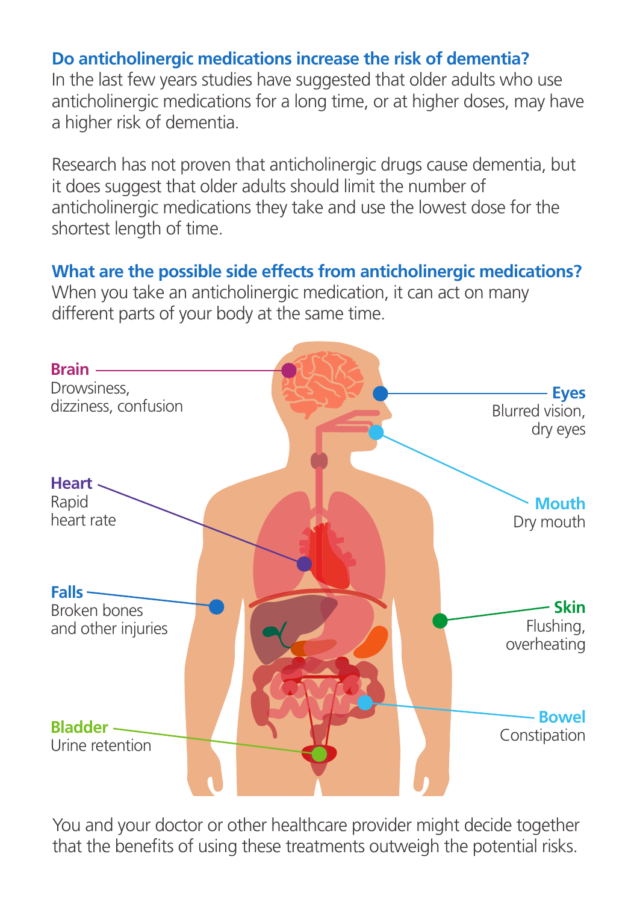## Do anticholinergic medications increase the risk of dementia?

In the last few years studies have suggested that older adults who use anticholinergic medications for a long time, or at higher doses, may have a higher risk of dementia.

Research has not proven that anticholinergic drugs cause dementia, but it does suggest that older adults should limit the number of anticholinergic medications they take and use the lowest dose for the shortest length of time.

## What are the possible side effects from anticholinergic medications?

When you take an anticholinergic medication, it can act on many different parts of your body at the same time.

**Brain**
Drowsiness, dizziness, confusion

**Eyes**
Blurred vision, dry eyes

**Heart**
Rapid heart rate

**Mouth**
Dry mouth

**Falls**
Broken bones and other injuries

**Skin**
Flushing, overheating

**Bowel**
Constipation

**Bladder**
Urine retention

You and your doctor or other healthcare provider might decide together that the benefits of using these treatments outweigh the potential risks.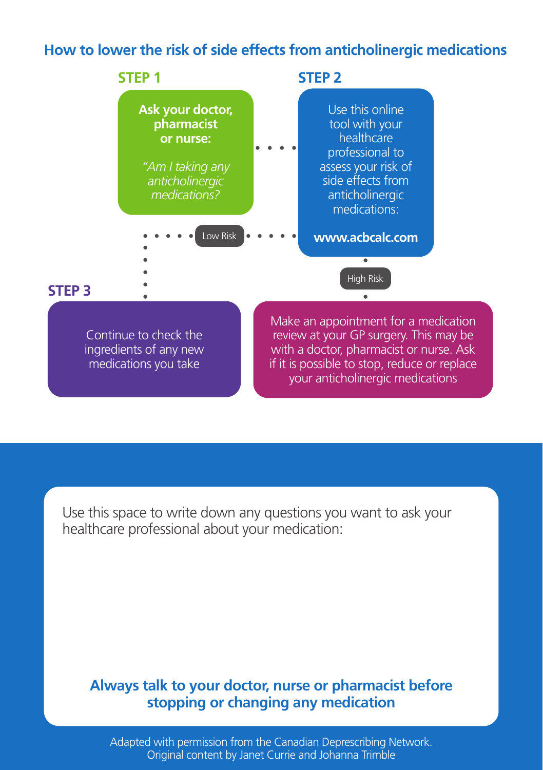## How to lower the risk of side effects from anticholinergic medications

### STEP 1

**Ask your doctor, pharmacist or nurse:**

*"Am I taking any anticholinergic medications?*

### STEP 2

Use this online tool with your healthcare professional to assess your risk of side effects from anticholinergic medications:

**www.acbcalc.com**

Low Risk

High Risk

### STEP 3

Continue to check the ingredients of any new medications you take

Make an appointment for a medication review at your GP surgery. This may be with a doctor, pharmacist or nurse. Ask if it is possible to stop, reduce or replace your anticholinergic medications

Use this space to write down any questions you want to ask your healthcare professional about your medication:

**Always talk to your doctor, nurse or pharmacist before stopping or changing any medication**

Adapted with permission from the Canadian Deprescribing Network.
Original content by Janet Currie and Johanna Trimble